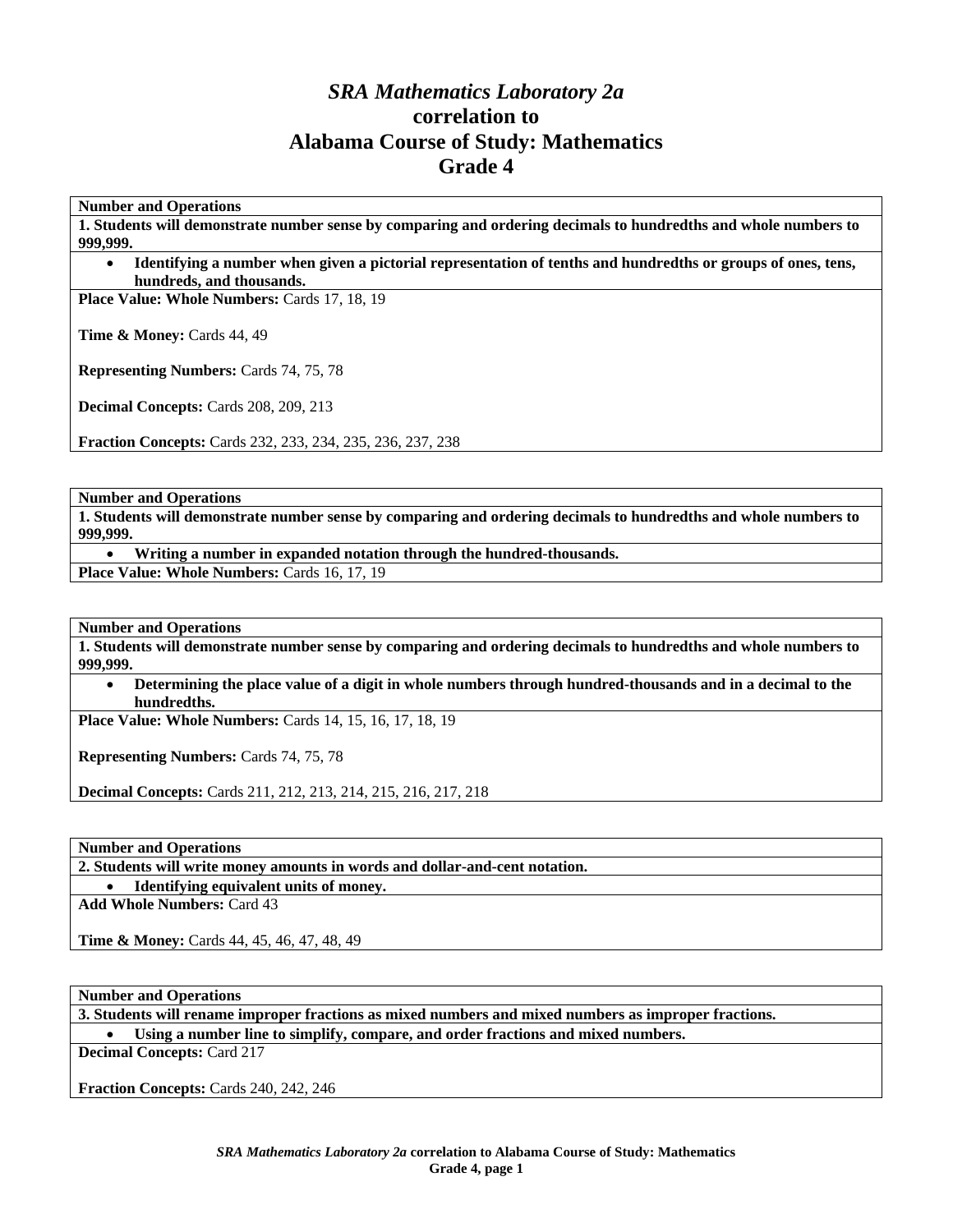# *SRA Mathematics Laboratory 2a* correlation to Alabama Course of Study: Mathematics Grade 4

**Number and Operations**

**1. Students will demonstrate number sense by comparing and ordering decimals to hundredths and whole numbers to 999,999.**

- **Identifying a number when given a pictorial representation of tenths and hundredths or groups of ones, tens, hundreds, and thousands.**

**Place Value: Whole Numbers:** Cards 17, 18, 19

**Time & Money:** Cards 44, 49

**Representing Numbers:** Cards 74, 75, 78

**Decimal Concepts:** Cards 208, 209, 213

**Fraction Concepts:** Cards 232, 233, 234, 235, 236, 237, 238

---

**Number and Operations**

**1. Students will demonstrate number sense by comparing and ordering decimals to hundredths and whole numbers to 999,999.**

- **Writing a number in expanded notation through the hundred-thousands.**

**Place Value: Whole Numbers:** Cards 16, 17, 19

---

**Number and Operations**

**1. Students will demonstrate number sense by comparing and ordering decimals to hundredths and whole numbers to 999,999.**

- **Determining the place value of a digit in whole numbers through hundred-thousands and in a decimal to the hundredths.**

**Place Value: Whole Numbers:** Cards 14, 15, 16, 17, 18, 19

**Representing Numbers:** Cards 74, 75, 78

**Decimal Concepts:** Cards 211, 212, 213, 214, 215, 216, 217, 218

---

**Number and Operations**

**2. Students will write money amounts in words and dollar-and-cent notation.**

- **Identifying equivalent units of money.**

**Add Whole Numbers:** Card 43

**Time & Money:** Cards 44, 45, 46, 47, 48, 49

---

**Number and Operations**

**3. Students will rename improper fractions as mixed numbers and mixed numbers as improper fractions.**

- **Using a number line to simplify, compare, and order fractions and mixed numbers.**

**Decimal Concepts:** Card 217

**Fraction Concepts:** Cards 240, 242, 246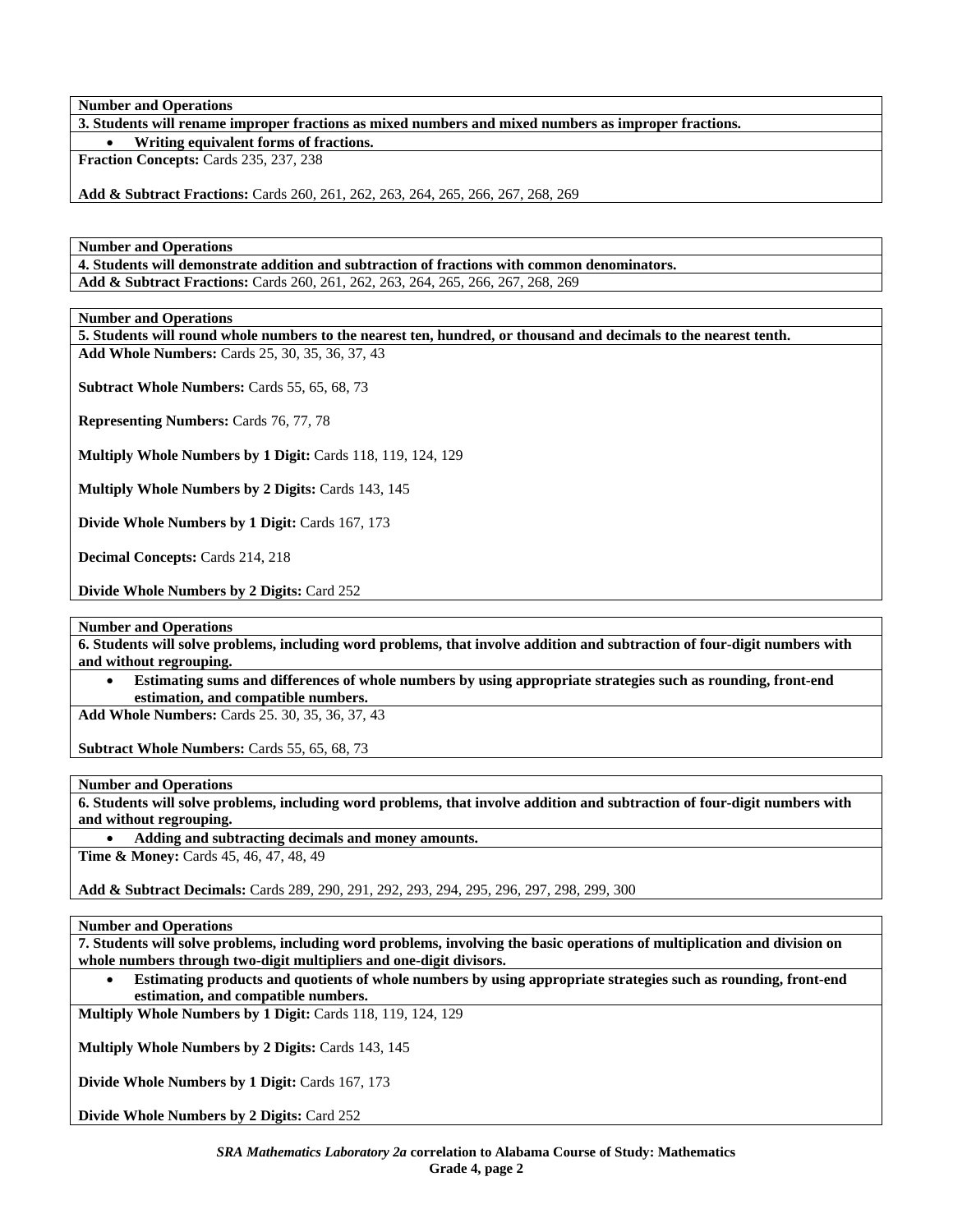**Number and Operations**

**3. Students will rename improper fractions as mixed numbers and mixed numbers as improper fractions.**

- **Writing equivalent forms of fractions.**

**Fraction Concepts:** Cards 235, 237, 238

**Add & Subtract Fractions:** Cards 260, 261, 262, 263, 264, 265, 266, 267, 268, 269

**Number and Operations**

**4. Students will demonstrate addition and subtraction of fractions with common denominators.**

**Add & Subtract Fractions:** Cards 260, 261, 262, 263, 264, 265, 266, 267, 268, 269

**Number and Operations**

**5. Students will round whole numbers to the nearest ten, hundred, or thousand and decimals to the nearest tenth.**

**Add Whole Numbers:** Cards 25, 30, 35, 36, 37, 43

**Subtract Whole Numbers:** Cards 55, 65, 68, 73

**Representing Numbers:** Cards 76, 77, 78

**Multiply Whole Numbers by 1 Digit:** Cards 118, 119, 124, 129

**Multiply Whole Numbers by 2 Digits:** Cards 143, 145

**Divide Whole Numbers by 1 Digit:** Cards 167, 173

**Decimal Concepts:** Cards 214, 218

**Divide Whole Numbers by 2 Digits:** Card 252

**Number and Operations**

**6. Students will solve problems, including word problems, that involve addition and subtraction of four-digit numbers with and without regrouping.**

- **Estimating sums and differences of whole numbers by using appropriate strategies such as rounding, front-end estimation, and compatible numbers.**

**Add Whole Numbers:** Cards 25. 30, 35, 36, 37, 43

**Subtract Whole Numbers:** Cards 55, 65, 68, 73

**Number and Operations**

**6. Students will solve problems, including word problems, that involve addition and subtraction of four-digit numbers with and without regrouping.**

- **Adding and subtracting decimals and money amounts.**

**Time & Money:** Cards 45, 46, 47, 48, 49

**Add & Subtract Decimals:** Cards 289, 290, 291, 292, 293, 294, 295, 296, 297, 298, 299, 300

**Number and Operations**

**7. Students will solve problems, including word problems, involving the basic operations of multiplication and division on whole numbers through two-digit multipliers and one-digit divisors.**

- **Estimating products and quotients of whole numbers by using appropriate strategies such as rounding, front-end estimation, and compatible numbers.**

**Multiply Whole Numbers by 1 Digit:** Cards 118, 119, 124, 129

**Multiply Whole Numbers by 2 Digits:** Cards 143, 145

**Divide Whole Numbers by 1 Digit:** Cards 167, 173

**Divide Whole Numbers by 2 Digits:** Card 252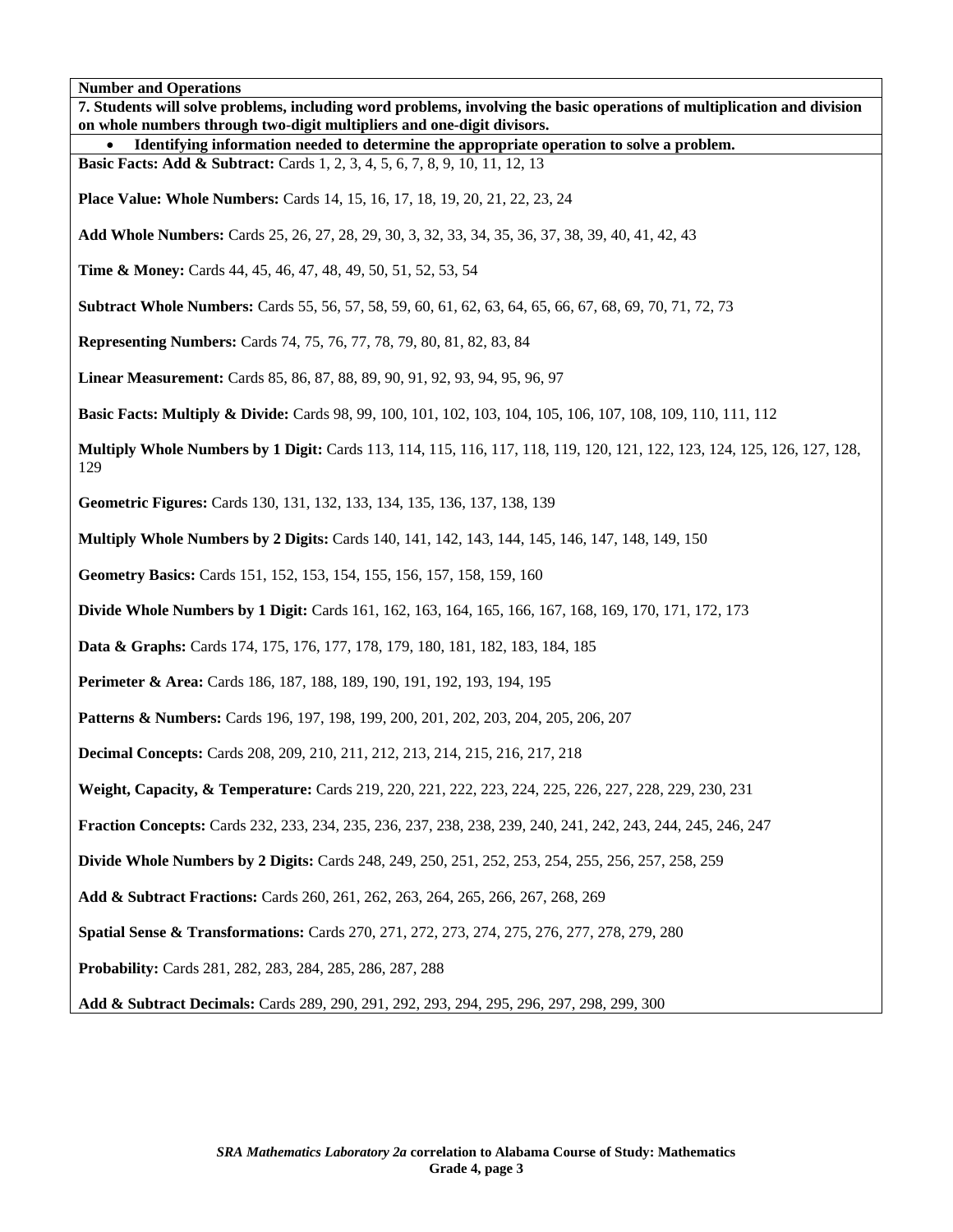**Number and Operations**

**7. Students will solve problems, including word problems, involving the basic operations of multiplication and division on whole numbers through two-digit multipliers and one-digit divisors.**

- **Identifying information needed to determine the appropriate operation to solve a problem.**

**Basic Facts: Add & Subtract:** Cards 1, 2, 3, 4, 5, 6, 7, 8, 9, 10, 11, 12, 13

**Place Value: Whole Numbers:** Cards 14, 15, 16, 17, 18, 19, 20, 21, 22, 23, 24

**Add Whole Numbers:** Cards 25, 26, 27, 28, 29, 30, 3, 32, 33, 34, 35, 36, 37, 38, 39, 40, 41, 42, 43

**Time & Money:** Cards 44, 45, 46, 47, 48, 49, 50, 51, 52, 53, 54

**Subtract Whole Numbers:** Cards 55, 56, 57, 58, 59, 60, 61, 62, 63, 64, 65, 66, 67, 68, 69, 70, 71, 72, 73

**Representing Numbers:** Cards 74, 75, 76, 77, 78, 79, 80, 81, 82, 83, 84

**Linear Measurement:** Cards 85, 86, 87, 88, 89, 90, 91, 92, 93, 94, 95, 96, 97

**Basic Facts: Multiply & Divide:** Cards 98, 99, 100, 101, 102, 103, 104, 105, 106, 107, 108, 109, 110, 111, 112

**Multiply Whole Numbers by 1 Digit:** Cards 113, 114, 115, 116, 117, 118, 119, 120, 121, 122, 123, 124, 125, 126, 127, 128, 129

**Geometric Figures:** Cards 130, 131, 132, 133, 134, 135, 136, 137, 138, 139

**Multiply Whole Numbers by 2 Digits:** Cards 140, 141, 142, 143, 144, 145, 146, 147, 148, 149, 150

**Geometry Basics:** Cards 151, 152, 153, 154, 155, 156, 157, 158, 159, 160

**Divide Whole Numbers by 1 Digit:** Cards 161, 162, 163, 164, 165, 166, 167, 168, 169, 170, 171, 172, 173

**Data & Graphs:** Cards 174, 175, 176, 177, 178, 179, 180, 181, 182, 183, 184, 185

**Perimeter & Area:** Cards 186, 187, 188, 189, 190, 191, 192, 193, 194, 195

**Patterns & Numbers:** Cards 196, 197, 198, 199, 200, 201, 202, 203, 204, 205, 206, 207

**Decimal Concepts:** Cards 208, 209, 210, 211, 212, 213, 214, 215, 216, 217, 218

**Weight, Capacity, & Temperature:** Cards 219, 220, 221, 222, 223, 224, 225, 226, 227, 228, 229, 230, 231

**Fraction Concepts:** Cards 232, 233, 234, 235, 236, 237, 238, 238, 239, 240, 241, 242, 243, 244, 245, 246, 247

**Divide Whole Numbers by 2 Digits:** Cards 248, 249, 250, 251, 252, 253, 254, 255, 256, 257, 258, 259

**Add & Subtract Fractions:** Cards 260, 261, 262, 263, 264, 265, 266, 267, 268, 269

**Spatial Sense & Transformations:** Cards 270, 271, 272, 273, 274, 275, 276, 277, 278, 279, 280

**Probability:** Cards 281, 282, 283, 284, 285, 286, 287, 288

**Add & Subtract Decimals:** Cards 289, 290, 291, 292, 293, 294, 295, 296, 297, 298, 299, 300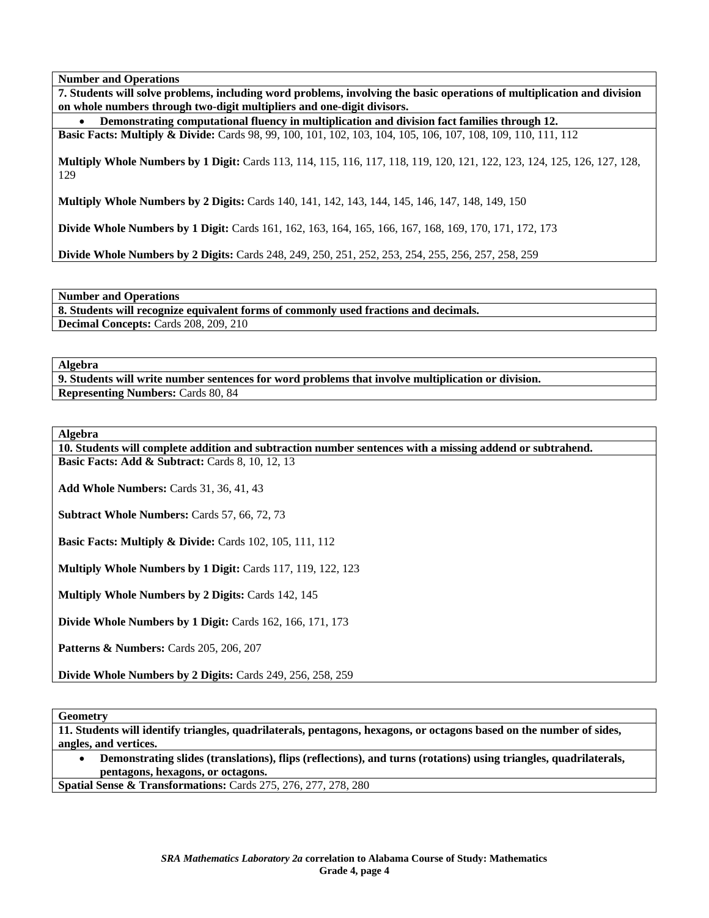**Number and Operations**

**7. Students will solve problems, including word problems, involving the basic operations of multiplication and division on whole numbers through two-digit multipliers and one-digit divisors.**

- **Demonstrating computational fluency in multiplication and division fact families through 12.**

**Basic Facts: Multiply & Divide:** Cards 98, 99, 100, 101, 102, 103, 104, 105, 106, 107, 108, 109, 110, 111, 112

**Multiply Whole Numbers by 1 Digit:** Cards 113, 114, 115, 116, 117, 118, 119, 120, 121, 122, 123, 124, 125, 126, 127, 128, 129

**Multiply Whole Numbers by 2 Digits:** Cards 140, 141, 142, 143, 144, 145, 146, 147, 148, 149, 150

**Divide Whole Numbers by 1 Digit:** Cards 161, 162, 163, 164, 165, 166, 167, 168, 169, 170, 171, 172, 173

**Divide Whole Numbers by 2 Digits:** Cards 248, 249, 250, 251, 252, 253, 254, 255, 256, 257, 258, 259

**Number and Operations**

**8. Students will recognize equivalent forms of commonly used fractions and decimals.**

**Decimal Concepts:** Cards 208, 209, 210

**Algebra**

**9. Students will write number sentences for word problems that involve multiplication or division.**

**Representing Numbers:** Cards 80, 84

**Algebra**

**10. Students will complete addition and subtraction number sentences with a missing addend or subtrahend.**

**Basic Facts: Add & Subtract:** Cards 8, 10, 12, 13

**Add Whole Numbers:** Cards 31, 36, 41, 43

**Subtract Whole Numbers:** Cards 57, 66, 72, 73

**Basic Facts: Multiply & Divide:** Cards 102, 105, 111, 112

**Multiply Whole Numbers by 1 Digit:** Cards 117, 119, 122, 123

**Multiply Whole Numbers by 2 Digits:** Cards 142, 145

**Divide Whole Numbers by 1 Digit:** Cards 162, 166, 171, 173

**Patterns & Numbers:** Cards 205, 206, 207

**Divide Whole Numbers by 2 Digits:** Cards 249, 256, 258, 259

**Geometry**

**11. Students will identify triangles, quadrilaterals, pentagons, hexagons, or octagons based on the number of sides, angles, and vertices.**

- **Demonstrating slides (translations), flips (reflections), and turns (rotations) using triangles, quadrilaterals, pentagons, hexagons, or octagons.**

**Spatial Sense & Transformations:** Cards 275, 276, 277, 278, 280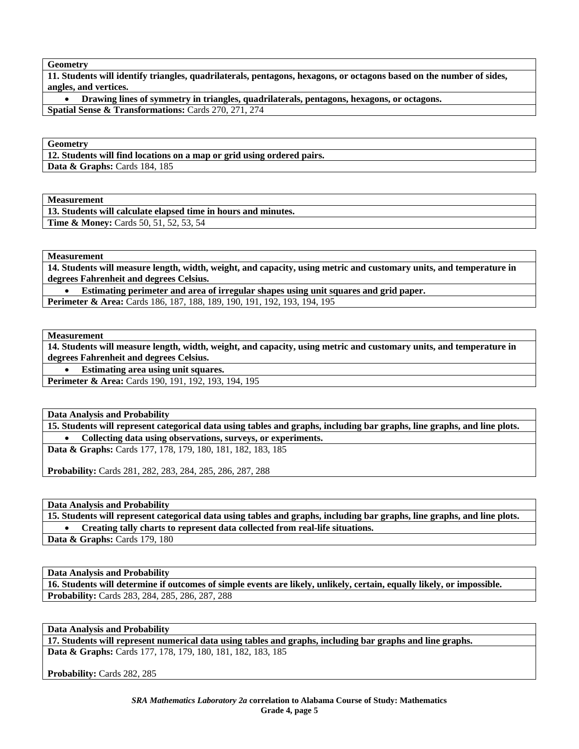**Geometry**

**11. Students will identify triangles, quadrilaterals, pentagons, hexagons, or octagons based on the number of sides, angles, and vertices.**

- **Drawing lines of symmetry in triangles, quadrilaterals, pentagons, hexagons, or octagons.**

**Spatial Sense & Transformations:** Cards 270, 271, 274

**Geometry**

**12. Students will find locations on a map or grid using ordered pairs.**

**Data & Graphs:** Cards 184, 185

**Measurement**

**13. Students will calculate elapsed time in hours and minutes.**

**Time & Money:** Cards 50, 51, 52, 53, 54

**Measurement**

**14. Students will measure length, width, weight, and capacity, using metric and customary units, and temperature in degrees Fahrenheit and degrees Celsius.**

- **Estimating perimeter and area of irregular shapes using unit squares and grid paper.**

**Perimeter & Area:** Cards 186, 187, 188, 189, 190, 191, 192, 193, 194, 195

**Measurement**

**14. Students will measure length, width, weight, and capacity, using metric and customary units, and temperature in degrees Fahrenheit and degrees Celsius.**

- **Estimating area using unit squares.**

**Perimeter & Area:** Cards 190, 191, 192, 193, 194, 195

**Data Analysis and Probability**

**15. Students will represent categorical data using tables and graphs, including bar graphs, line graphs, and line plots.**

- **Collecting data using observations, surveys, or experiments.**

**Data & Graphs:** Cards 177, 178, 179, 180, 181, 182, 183, 185

**Probability:** Cards 281, 282, 283, 284, 285, 286, 287, 288

**Data Analysis and Probability**

**15. Students will represent categorical data using tables and graphs, including bar graphs, line graphs, and line plots.**

- **Creating tally charts to represent data collected from real-life situations.**

**Data & Graphs:** Cards 179, 180

**Data Analysis and Probability**

**16. Students will determine if outcomes of simple events are likely, unlikely, certain, equally likely, or impossible.**

**Probability:** Cards 283, 284, 285, 286, 287, 288

**Data Analysis and Probability**

**17. Students will represent numerical data using tables and graphs, including bar graphs and line graphs.**

**Data & Graphs:** Cards 177, 178, 179, 180, 181, 182, 183, 185

**Probability:** Cards 282, 285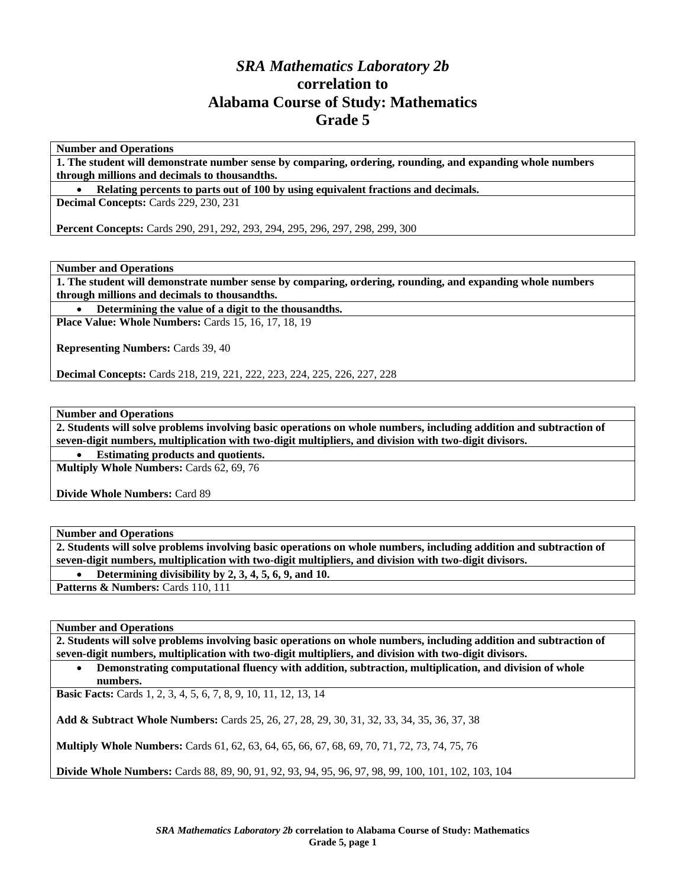# *SRA Mathematics Laboratory 2b* correlation to Alabama Course of Study: Mathematics Grade 5

| **Number and Operations** |
|---|
| **1. The student will demonstrate number sense by comparing, ordering, rounding, and expanding whole numbers through millions and decimals to thousandths.** |
| • **Relating percents to parts out of 100 by using equivalent fractions and decimals.** |
| **Decimal Concepts:** Cards 229, 230, 231<br><br>**Percent Concepts:** Cards 290, 291, 292, 293, 294, 295, 296, 297, 298, 299, 300 |

| **Number and Operations** |
|---|
| **1. The student will demonstrate number sense by comparing, ordering, rounding, and expanding whole numbers through millions and decimals to thousandths.** |
| • **Determining the value of a digit to the thousandths.** |
| **Place Value: Whole Numbers:** Cards 15, 16, 17, 18, 19<br><br>**Representing Numbers:** Cards 39, 40<br><br>**Decimal Concepts:** Cards 218, 219, 221, 222, 223, 224, 225, 226, 227, 228 |

| **Number and Operations** |
|---|
| **2. Students will solve problems involving basic operations on whole numbers, including addition and subtraction of seven-digit numbers, multiplication with two-digit multipliers, and division with two-digit divisors.** |
| • **Estimating products and quotients.** |
| **Multiply Whole Numbers:** Cards 62, 69, 76<br><br>**Divide Whole Numbers:** Card 89 |

| **Number and Operations** |
|---|
| **2. Students will solve problems involving basic operations on whole numbers, including addition and subtraction of seven-digit numbers, multiplication with two-digit multipliers, and division with two-digit divisors.** |
| • **Determining divisibility by 2, 3, 4, 5, 6, 9, and 10.** |
| **Patterns & Numbers:** Cards 110, 111 |

| **Number and Operations** |
|---|
| **2. Students will solve problems involving basic operations on whole numbers, including addition and subtraction of seven-digit numbers, multiplication with two-digit multipliers, and division with two-digit divisors.** |
| • **Demonstrating computational fluency with addition, subtraction, multiplication, and division of whole numbers.** |
| **Basic Facts:** Cards 1, 2, 3, 4, 5, 6, 7, 8, 9, 10, 11, 12, 13, 14<br><br>**Add & Subtract Whole Numbers:** Cards 25, 26, 27, 28, 29, 30, 31, 32, 33, 34, 35, 36, 37, 38<br><br>**Multiply Whole Numbers:** Cards 61, 62, 63, 64, 65, 66, 67, 68, 69, 70, 71, 72, 73, 74, 75, 76<br><br>**Divide Whole Numbers:** Cards 88, 89, 90, 91, 92, 93, 94, 95, 96, 97, 98, 99, 100, 101, 102, 103, 104 |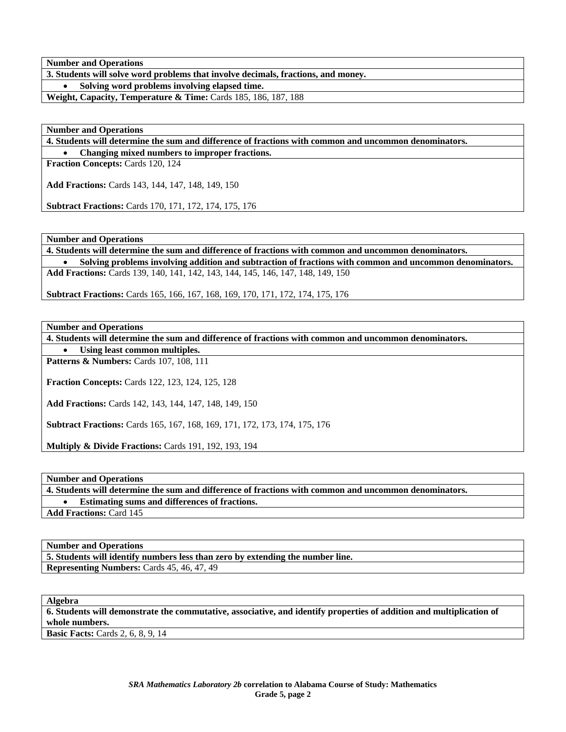| **Number and Operations** |
|---|
| **3. Students will solve word problems that involve decimals, fractions, and money.** |
| • **Solving word problems involving elapsed time.** |
| **Weight, Capacity, Temperature & Time:** Cards 185, 186, 187, 188 |

| **Number and Operations** |
|---|
| **4. Students will determine the sum and difference of fractions with common and uncommon denominators.** |
| • **Changing mixed numbers to improper fractions.** |
| **Fraction Concepts:** Cards 120, 124<br><br>**Add Fractions:** Cards 143, 144, 147, 148, 149, 150<br><br>**Subtract Fractions:** Cards 170, 171, 172, 174, 175, 176 |

| **Number and Operations** |
|---|
| **4. Students will determine the sum and difference of fractions with common and uncommon denominators.** |
| • **Solving problems involving addition and subtraction of fractions with common and uncommon denominators.** |
| **Add Fractions:** Cards 139, 140, 141, 142, 143, 144, 145, 146, 147, 148, 149, 150<br><br>**Subtract Fractions:** Cards 165, 166, 167, 168, 169, 170, 171, 172, 174, 175, 176 |

| **Number and Operations** |
|---|
| **4. Students will determine the sum and difference of fractions with common and uncommon denominators.** |
| • **Using least common multiples.** |
| **Patterns & Numbers:** Cards 107, 108, 111<br><br>**Fraction Concepts:** Cards 122, 123, 124, 125, 128<br><br>**Add Fractions:** Cards 142, 143, 144, 147, 148, 149, 150<br><br>**Subtract Fractions:** Cards 165, 167, 168, 169, 171, 172, 173, 174, 175, 176<br><br>**Multiply & Divide Fractions:** Cards 191, 192, 193, 194 |

| **Number and Operations** |
|---|
| **4. Students will determine the sum and difference of fractions with common and uncommon denominators.** |
| • **Estimating sums and differences of fractions.** |
| **Add Fractions:** Card 145 |

| **Number and Operations** |
|---|
| **5. Students will identify numbers less than zero by extending the number line.** |
| **Representing Numbers:** Cards 45, 46, 47, 49 |

| **Algebra** |
|---|
| **6. Students will demonstrate the commutative, associative, and identify properties of addition and multiplication of whole numbers.** |
| **Basic Facts:** Cards 2, 6, 8, 9, 14 |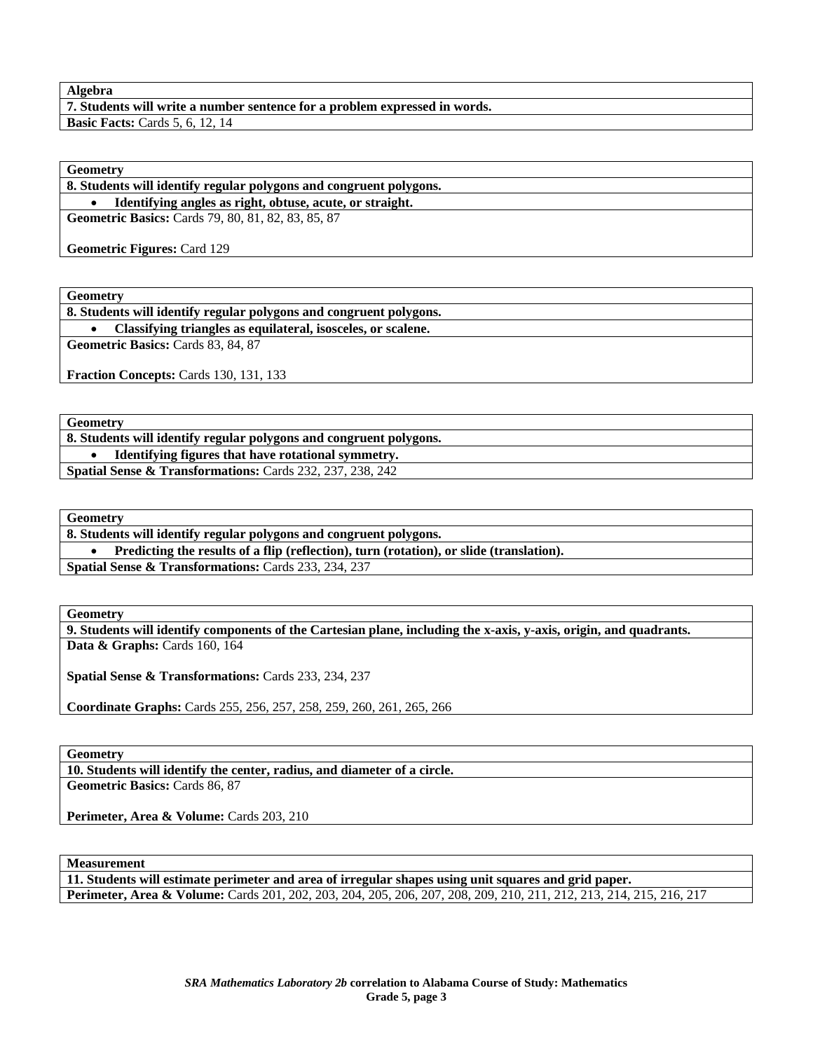| Algebra |
|---|
| **7. Students will write a number sentence for a problem expressed in words.** |
| **Basic Facts:** Cards 5, 6, 12, 14 |

| Geometry |
|---|
| **8. Students will identify regular polygons and congruent polygons.** |
| • **Identifying angles as right, obtuse, acute, or straight.** |
| **Geometric Basics:** Cards 79, 80, 81, 82, 83, 85, 87<br><br>**Geometric Figures:** Card 129 |

| Geometry |
|---|
| **8. Students will identify regular polygons and congruent polygons.** |
| • **Classifying triangles as equilateral, isosceles, or scalene.** |
| **Geometric Basics:** Cards 83, 84, 87<br><br>**Fraction Concepts:** Cards 130, 131, 133 |

| Geometry |
|---|
| **8. Students will identify regular polygons and congruent polygons.** |
| • **Identifying figures that have rotational symmetry.** |
| **Spatial Sense & Transformations:** Cards 232, 237, 238, 242 |

| Geometry |
|---|
| **8. Students will identify regular polygons and congruent polygons.** |
| • **Predicting the results of a flip (reflection), turn (rotation), or slide (translation).** |
| **Spatial Sense & Transformations:** Cards 233, 234, 237 |

| Geometry |
|---|
| **9. Students will identify components of the Cartesian plane, including the x-axis, y-axis, origin, and quadrants.** |
| **Data & Graphs:** Cards 160, 164<br><br>**Spatial Sense & Transformations:** Cards 233, 234, 237<br><br>**Coordinate Graphs:** Cards 255, 256, 257, 258, 259, 260, 261, 265, 266 |

| Geometry |
|---|
| **10. Students will identify the center, radius, and diameter of a circle.** |
| **Geometric Basics:** Cards 86, 87<br><br>**Perimeter, Area & Volume:** Cards 203, 210 |

| Measurement |
|---|
| **11. Students will estimate perimeter and area of irregular shapes using unit squares and grid paper.** |
| **Perimeter, Area & Volume:** Cards 201, 202, 203, 204, 205, 206, 207, 208, 209, 210, 211, 212, 213, 214, 215, 216, 217 |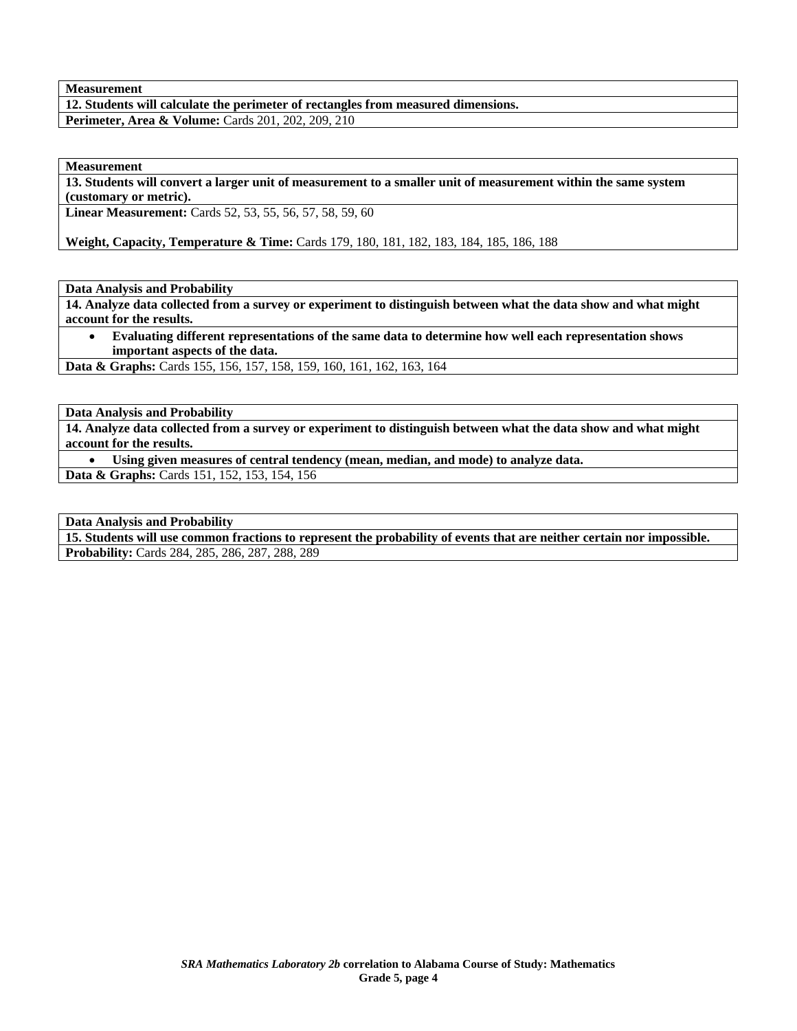| **Measurement** |
|---|
| **12. Students will calculate the perimeter of rectangles from measured dimensions.** |
| **Perimeter, Area & Volume:** Cards 201, 202, 209, 210 |

| **Measurement** |
|---|
| **13. Students will convert a larger unit of measurement to a smaller unit of measurement within the same system (customary or metric).** |
| **Linear Measurement:** Cards 52, 53, 55, 56, 57, 58, 59, 60<br><br>**Weight, Capacity, Temperature & Time:** Cards 179, 180, 181, 182, 183, 184, 185, 186, 188 |

| **Data Analysis and Probability** |
|---|
| **14. Analyze data collected from a survey or experiment to distinguish between what the data show and what might account for the results.** |
| • **Evaluating different representations of the same data to determine how well each representation shows important aspects of the data.** |
| **Data & Graphs:** Cards 155, 156, 157, 158, 159, 160, 161, 162, 163, 164 |

| **Data Analysis and Probability** |
|---|
| **14. Analyze data collected from a survey or experiment to distinguish between what the data show and what might account for the results.** |
| • **Using given measures of central tendency (mean, median, and mode) to analyze data.** |
| **Data & Graphs:** Cards 151, 152, 153, 154, 156 |

| **Data Analysis and Probability** |
|---|
| **15. Students will use common fractions to represent the probability of events that are neither certain nor impossible.** |
| **Probability:** Cards 284, 285, 286, 287, 288, 289 |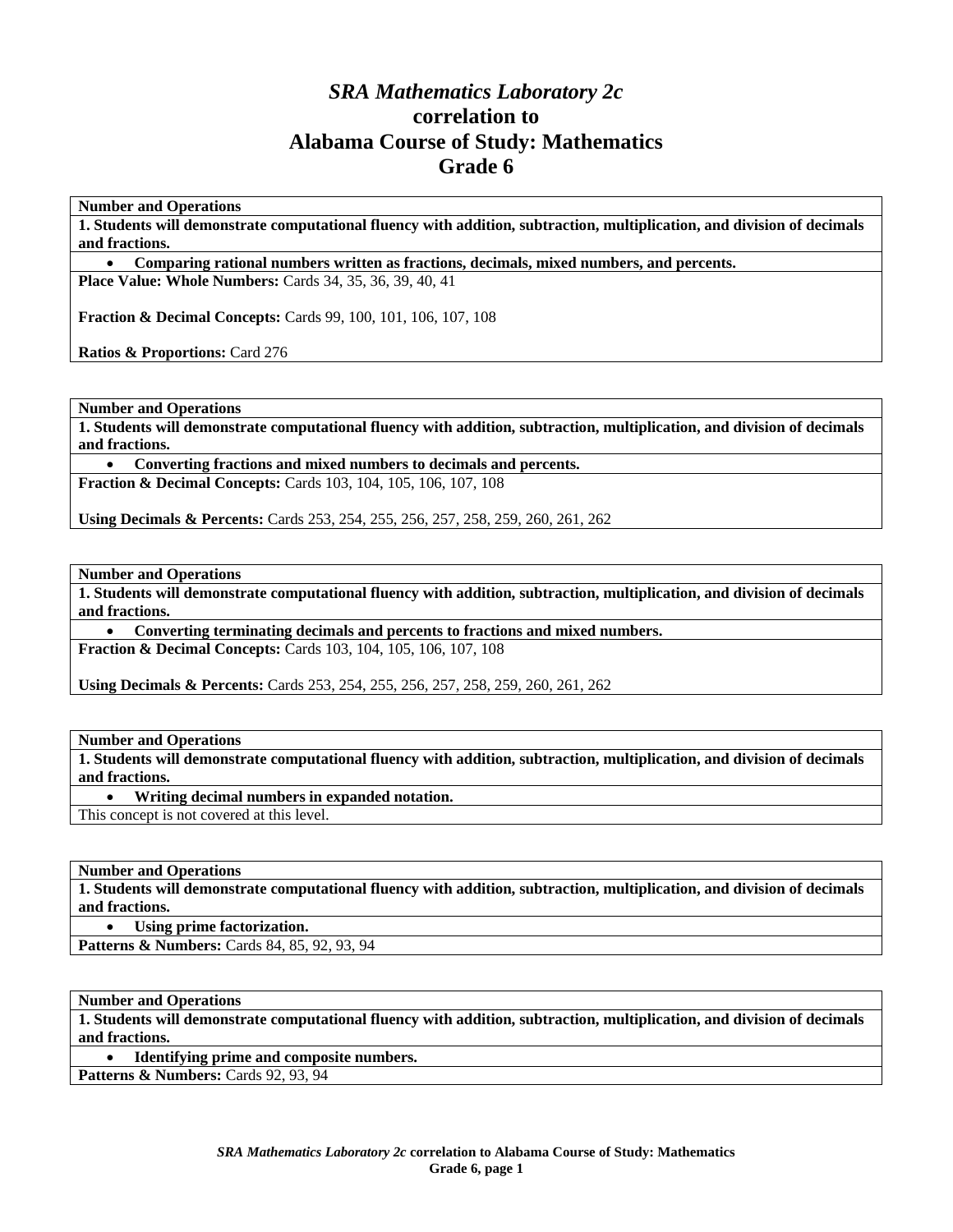# *SRA Mathematics Laboratory 2c* correlation to Alabama Course of Study: Mathematics Grade 6

| **Number and Operations** |
|---|
| **1. Students will demonstrate computational fluency with addition, subtraction, multiplication, and division of decimals and fractions.** |
| • **Comparing rational numbers written as fractions, decimals, mixed numbers, and percents.** |
| **Place Value: Whole Numbers:** Cards 34, 35, 36, 39, 40, 41<br><br>**Fraction & Decimal Concepts:** Cards 99, 100, 101, 106, 107, 108<br><br>**Ratios & Proportions:** Card 276 |

| **Number and Operations** |
|---|
| **1. Students will demonstrate computational fluency with addition, subtraction, multiplication, and division of decimals and fractions.** |
| • **Converting fractions and mixed numbers to decimals and percents.** |
| **Fraction & Decimal Concepts:** Cards 103, 104, 105, 106, 107, 108<br><br>**Using Decimals & Percents:** Cards 253, 254, 255, 256, 257, 258, 259, 260, 261, 262 |

| **Number and Operations** |
|---|
| **1. Students will demonstrate computational fluency with addition, subtraction, multiplication, and division of decimals and fractions.** |
| • **Converting terminating decimals and percents to fractions and mixed numbers.** |
| **Fraction & Decimal Concepts:** Cards 103, 104, 105, 106, 107, 108<br><br>**Using Decimals & Percents:** Cards 253, 254, 255, 256, 257, 258, 259, 260, 261, 262 |

| **Number and Operations** |
|---|
| **1. Students will demonstrate computational fluency with addition, subtraction, multiplication, and division of decimals and fractions.** |
| • **Writing decimal numbers in expanded notation.** |
| This concept is not covered at this level. |

| **Number and Operations** |
|---|
| **1. Students will demonstrate computational fluency with addition, subtraction, multiplication, and division of decimals and fractions.** |
| • **Using prime factorization.** |
| **Patterns & Numbers:** Cards 84, 85, 92, 93, 94 |

| **Number and Operations** |
|---|
| **1. Students will demonstrate computational fluency with addition, subtraction, multiplication, and division of decimals and fractions.** |
| • **Identifying prime and composite numbers.** |
| **Patterns & Numbers:** Cards 92, 93, 94 |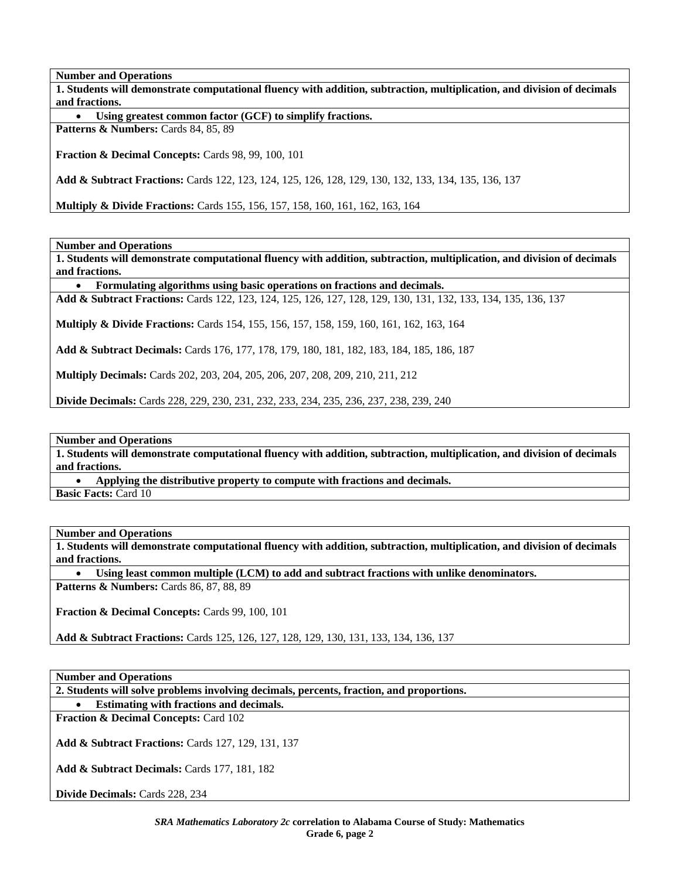| Number and Operations |
|---|
| **1. Students will demonstrate computational fluency with addition, subtraction, multiplication, and division of decimals and fractions.** |
| • **Using greatest common factor (GCF) to simplify fractions.** |
| **Patterns & Numbers:** Cards 84, 85, 89<br><br>**Fraction & Decimal Concepts:** Cards 98, 99, 100, 101<br><br>**Add & Subtract Fractions:** Cards 122, 123, 124, 125, 126, 128, 129, 130, 132, 133, 134, 135, 136, 137<br><br>**Multiply & Divide Fractions:** Cards 155, 156, 157, 158, 160, 161, 162, 163, 164 |

| Number and Operations |
|---|
| **1. Students will demonstrate computational fluency with addition, subtraction, multiplication, and division of decimals and fractions.** |
| • **Formulating algorithms using basic operations on fractions and decimals.** |
| **Add & Subtract Fractions:** Cards 122, 123, 124, 125, 126, 127, 128, 129, 130, 131, 132, 133, 134, 135, 136, 137<br><br>**Multiply & Divide Fractions:** Cards 154, 155, 156, 157, 158, 159, 160, 161, 162, 163, 164<br><br>**Add & Subtract Decimals:** Cards 176, 177, 178, 179, 180, 181, 182, 183, 184, 185, 186, 187<br><br>**Multiply Decimals:** Cards 202, 203, 204, 205, 206, 207, 208, 209, 210, 211, 212<br><br>**Divide Decimals:** Cards 228, 229, 230, 231, 232, 233, 234, 235, 236, 237, 238, 239, 240 |

| Number and Operations |
|---|
| **1. Students will demonstrate computational fluency with addition, subtraction, multiplication, and division of decimals and fractions.** |
| • **Applying the distributive property to compute with fractions and decimals.** |
| **Basic Facts:** Card 10 |

| Number and Operations |
|---|
| **1. Students will demonstrate computational fluency with addition, subtraction, multiplication, and division of decimals and fractions.** |
| • **Using least common multiple (LCM) to add and subtract fractions with unlike denominators.** |
| **Patterns & Numbers:** Cards 86, 87, 88, 89<br><br>**Fraction & Decimal Concepts:** Cards 99, 100, 101<br><br>**Add & Subtract Fractions:** Cards 125, 126, 127, 128, 129, 130, 131, 133, 134, 136, 137 |

| Number and Operations |
|---|
| **2. Students will solve problems involving decimals, percents, fraction, and proportions.** |
| • **Estimating with fractions and decimals.** |
| **Fraction & Decimal Concepts:** Card 102<br><br>**Add & Subtract Fractions:** Cards 127, 129, 131, 137<br><br>**Add & Subtract Decimals:** Cards 177, 181, 182<br><br>**Divide Decimals:** Cards 228, 234 |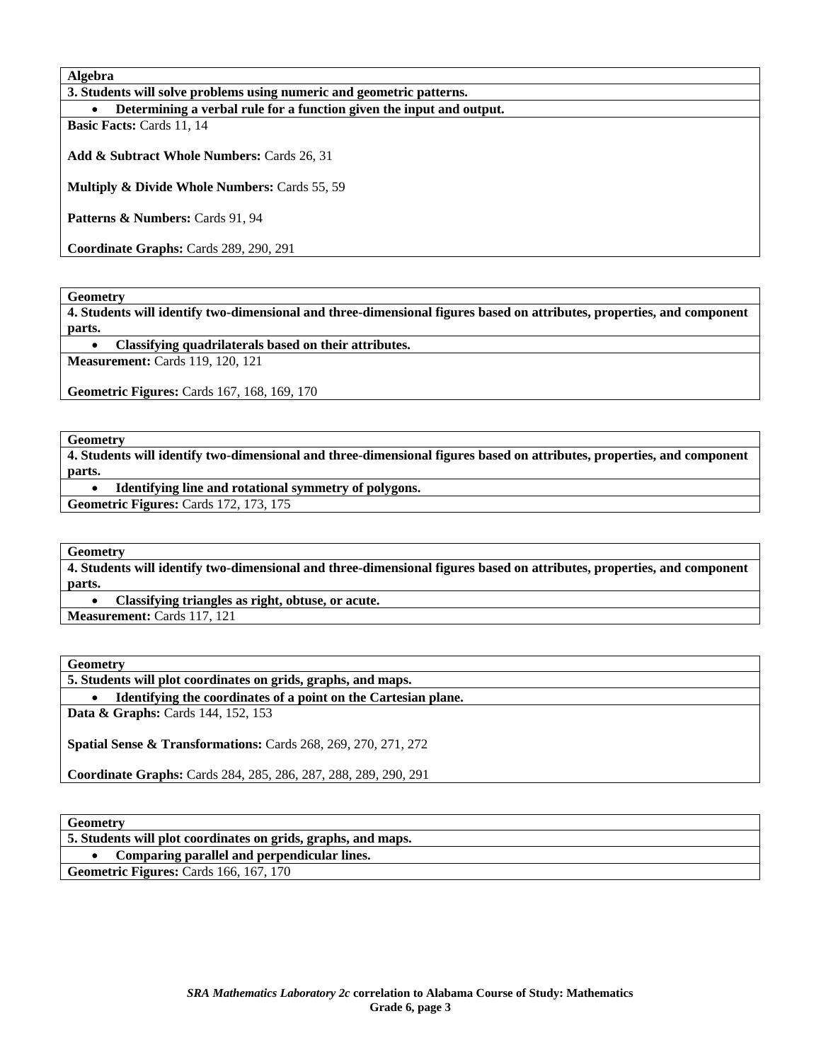**Algebra**

**3. Students will solve problems using numeric and geometric patterns.**

- **Determining a verbal rule for a function given the input and output.**

**Basic Facts:** Cards 11, 14

**Add & Subtract Whole Numbers:** Cards 26, 31

**Multiply & Divide Whole Numbers:** Cards 55, 59

**Patterns & Numbers:** Cards 91, 94

**Coordinate Graphs:** Cards 289, 290, 291

**Geometry**

**4. Students will identify two-dimensional and three-dimensional figures based on attributes, properties, and component parts.**

- **Classifying quadrilaterals based on their attributes.**

**Measurement:** Cards 119, 120, 121

**Geometric Figures:** Cards 167, 168, 169, 170

**Geometry**

**4. Students will identify two-dimensional and three-dimensional figures based on attributes, properties, and component parts.**

- **Identifying line and rotational symmetry of polygons.**

**Geometric Figures:** Cards 172, 173, 175

**Geometry**

**4. Students will identify two-dimensional and three-dimensional figures based on attributes, properties, and component parts.**

- **Classifying triangles as right, obtuse, or acute.**

**Measurement:** Cards 117, 121

**Geometry**

**5. Students will plot coordinates on grids, graphs, and maps.**

- **Identifying the coordinates of a point on the Cartesian plane.**

**Data & Graphs:** Cards 144, 152, 153

**Spatial Sense & Transformations:** Cards 268, 269, 270, 271, 272

**Coordinate Graphs:** Cards 284, 285, 286, 287, 288, 289, 290, 291

**Geometry**

**5. Students will plot coordinates on grids, graphs, and maps.**

- **Comparing parallel and perpendicular lines.**

**Geometric Figures:** Cards 166, 167, 170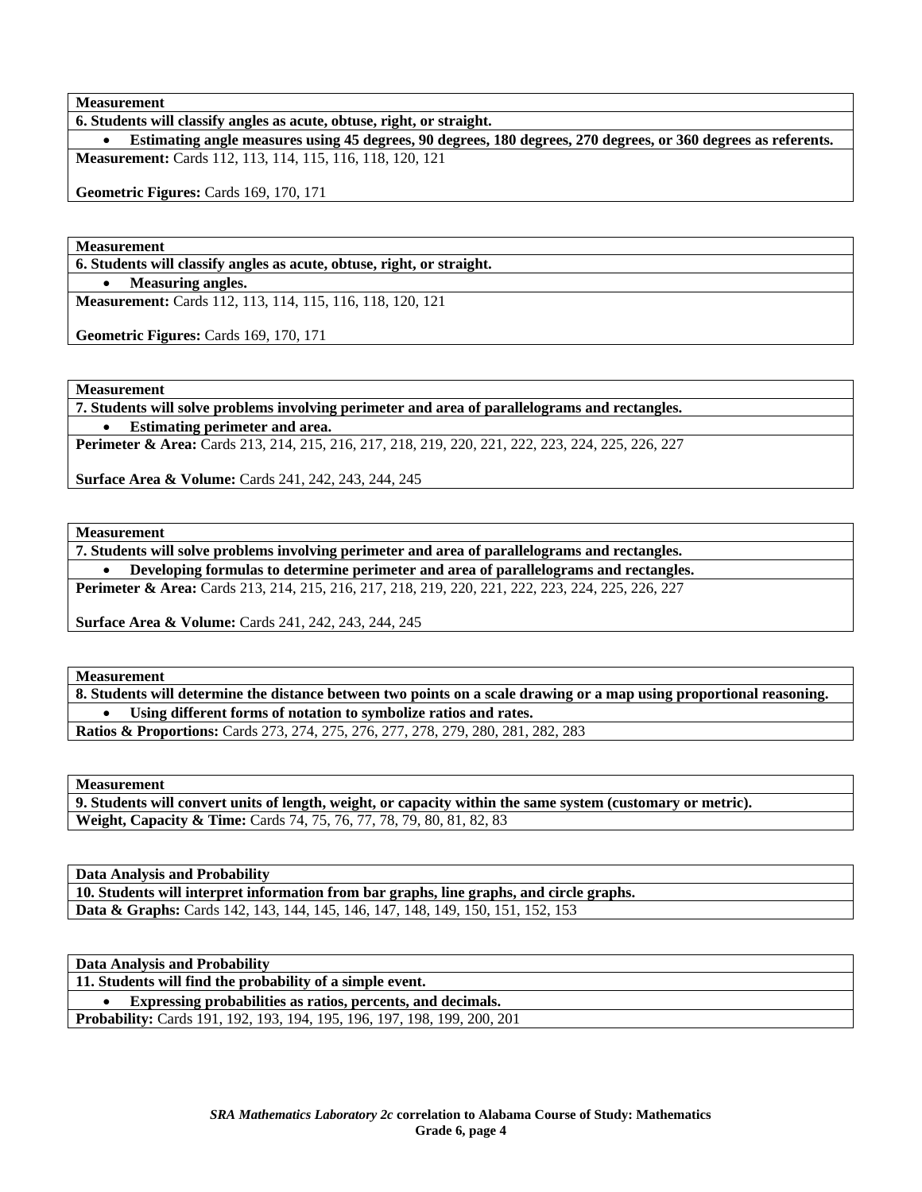| Measurement |
|---|
| **6. Students will classify angles as acute, obtuse, right, or straight.** |
| • **Estimating angle measures using 45 degrees, 90 degrees, 180 degrees, 270 degrees, or 360 degrees as referents.** |
| **Measurement:** Cards 112, 113, 114, 115, 116, 118, 120, 121<br><br>**Geometric Figures:** Cards 169, 170, 171 |

| Measurement |
|---|
| **6. Students will classify angles as acute, obtuse, right, or straight.** |
| • **Measuring angles.** |
| **Measurement:** Cards 112, 113, 114, 115, 116, 118, 120, 121<br><br>**Geometric Figures:** Cards 169, 170, 171 |

| Measurement |
|---|
| **7. Students will solve problems involving perimeter and area of parallelograms and rectangles.** |
| • **Estimating perimeter and area.** |
| **Perimeter & Area:** Cards 213, 214, 215, 216, 217, 218, 219, 220, 221, 222, 223, 224, 225, 226, 227<br><br>**Surface Area & Volume:** Cards 241, 242, 243, 244, 245 |

| Measurement |
|---|
| **7. Students will solve problems involving perimeter and area of parallelograms and rectangles.** |
| • **Developing formulas to determine perimeter and area of parallelograms and rectangles.** |
| **Perimeter & Area:** Cards 213, 214, 215, 216, 217, 218, 219, 220, 221, 222, 223, 224, 225, 226, 227<br><br>**Surface Area & Volume:** Cards 241, 242, 243, 244, 245 |

| Measurement |
|---|
| **8. Students will determine the distance between two points on a scale drawing or a map using proportional reasoning.** |
| • **Using different forms of notation to symbolize ratios and rates.** |
| **Ratios & Proportions:** Cards 273, 274, 275, 276, 277, 278, 279, 280, 281, 282, 283 |

| Measurement |
|---|
| **9. Students will convert units of length, weight, or capacity within the same system (customary or metric).** |
| **Weight, Capacity & Time:** Cards 74, 75, 76, 77, 78, 79, 80, 81, 82, 83 |

| Data Analysis and Probability |
|---|
| **10. Students will interpret information from bar graphs, line graphs, and circle graphs.** |
| **Data & Graphs:** Cards 142, 143, 144, 145, 146, 147, 148, 149, 150, 151, 152, 153 |

| Data Analysis and Probability |
|---|
| **11. Students will find the probability of a simple event.** |
| • **Expressing probabilities as ratios, percents, and decimals.** |
| **Probability:** Cards 191, 192, 193, 194, 195, 196, 197, 198, 199, 200, 201 |